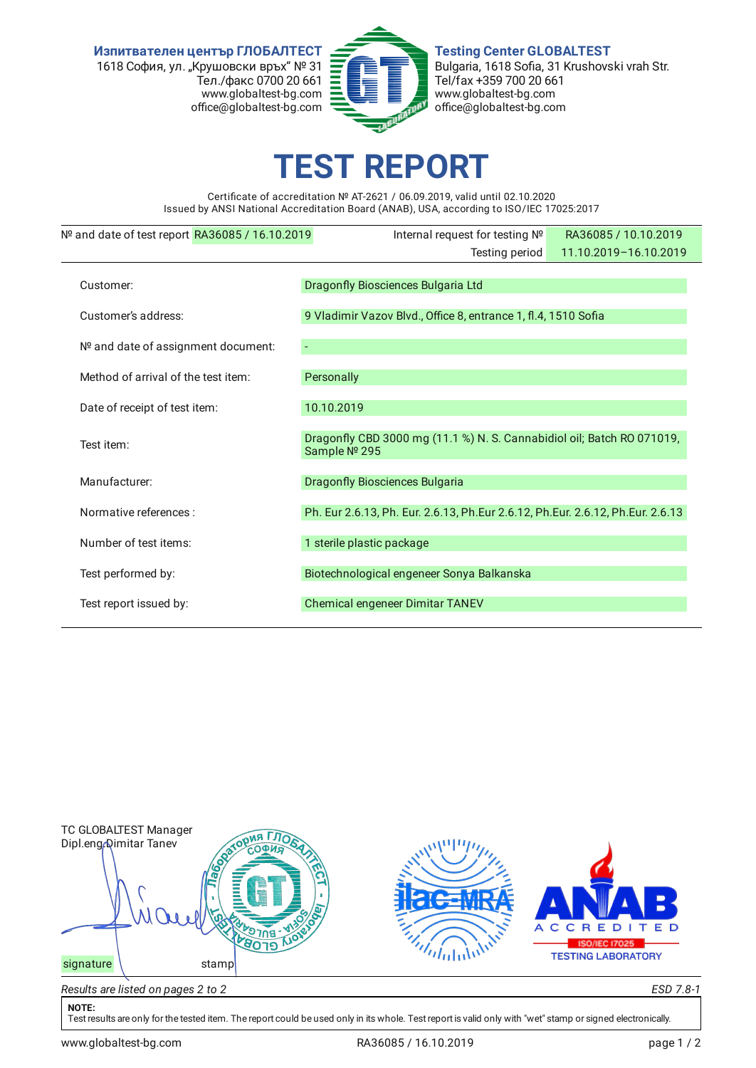Изпитвателен център ГЛОБАЛТЕСТ
1618 София, ул. „Крушовски връх“ № 31
Тел./факс 0700 20 661
www.globaltest-bg.com
office@globaltest-bg.com

Testing Center GLOBALTEST
Bulgaria, 1618 Sofia, 31 Krushovski vrah Str.
Tel/fax +359 700 20 661
www.globaltest-bg.com
office@globaltest-bg.com

# TEST REPORT

Certificate of accreditation № AT-2621 / 06.09.2019, valid until 02.10.2020
Issued by ANSI National Accreditation Board (ANAB), USA, according to ISO/IEC 17025:2017

| № and date of test report | RA36085 / 16.10.2019 | Internal request for testing № | RA36085 / 10.10.2019 |
|---|---|---|---|
| | | Testing period | 11.10.2019–16.10.2019 |

| | |
|---|---|
| Customer: | Dragonfly Biosciences Bulgaria Ltd |
| Customer's address: | 9 Vladimir Vazov Blvd., Office 8, entrance 1, fl.4, 1510 Sofia |
| № and date of assignment document: | - |
| Method of arrival of the test item: | Personally |
| Date of receipt of test item: | 10.10.2019 |
| Test item: | Dragonfly CBD 3000 mg (11.1 %) N. S. Cannabidiol oil; Batch RO 071019, Sample № 295 |
| Manufacturer: | Dragonfly Biosciences Bulgaria |
| Normative references : | Ph. Eur 2.6.13, Ph. Eur. 2.6.13, Ph.Eur 2.6.12, Ph.Eur. 2.6.12, Ph.Eur. 2.6.13 |
| Number of test items: | 1 sterile plastic package |
| Test performed by: | Biotechnological engeneer Sonya Balkanska |
| Test report issued by: | Chemical engeneer Dimitar TANEV |

TC GLOBALTEST Manager
Dipl.eng Dimitar Tanev

signature    stamp

*Results are listed on pages 2 to 2*    *ESD 7.8-1*

**NOTE:**
Test results are only for the tested item. The report could be used only in its whole. Test report is valid only with "wet" stamp or signed electronically.

www.globaltest-bg.com    RA36085 / 16.10.2019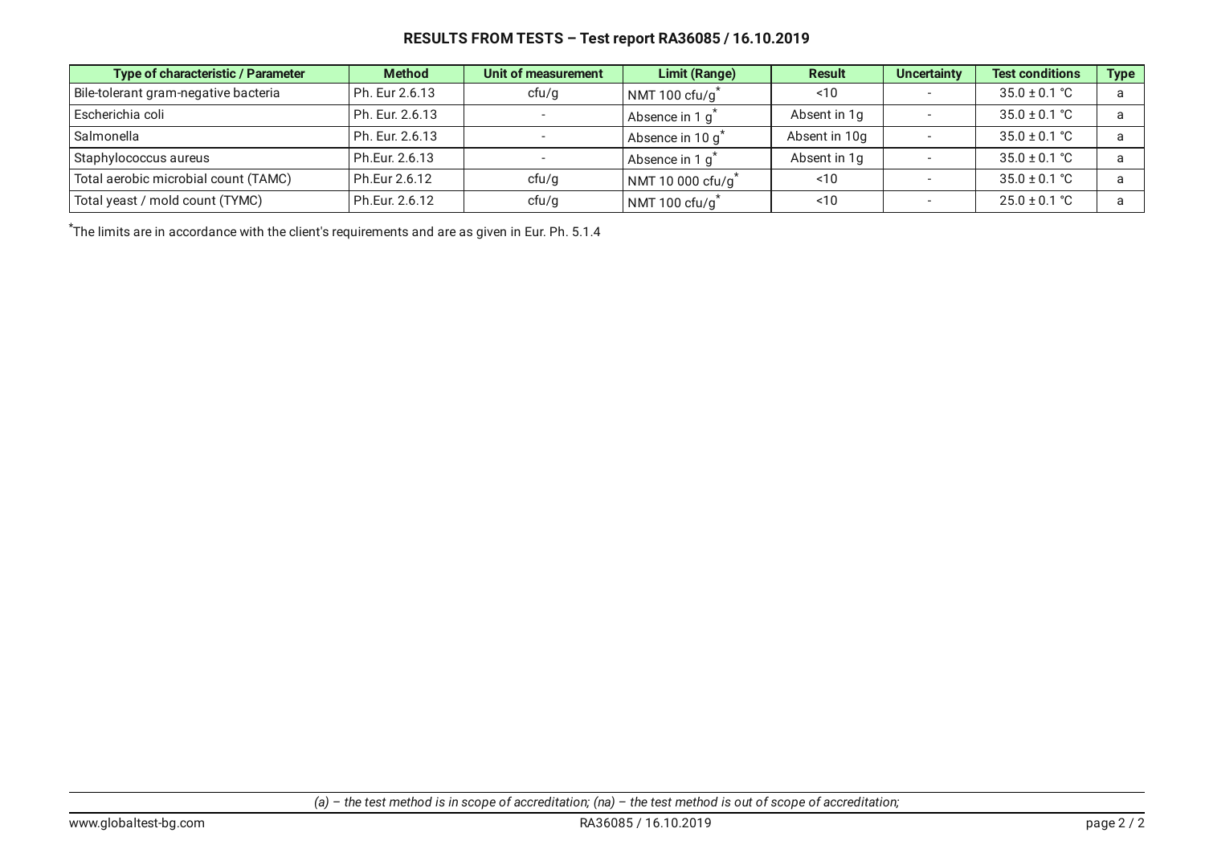## RESULTS FROM TESTS – Test report RA36085 / 16.10.2019

| Type of characteristic / Parameter | Method | Unit of measurement | Limit (Range) | Result | Uncertainty | Test conditions | Type |
|---|---|---|---|---|---|---|---|
| Bile-tolerant gram-negative bacteria | Ph. Eur 2.6.13 | cfu/g | NMT 100 cfu/g* | <10 | - | 35.0 ± 0.1 °C | a |
| Escherichia coli | Ph. Eur. 2.6.13 | - | Absence in 1 g* | Absent in 1g | - | 35.0 ± 0.1 °C | a |
| Salmonella | Ph. Eur. 2.6.13 | - | Absence in 10 g* | Absent in 10g | - | 35.0 ± 0.1 °C | a |
| Staphylococcus aureus | Ph.Eur. 2.6.13 | - | Absence in 1 g* | Absent in 1g | - | 35.0 ± 0.1 °C | a |
| Total aerobic microbial count (TAMC) | Ph.Eur 2.6.12 | cfu/g | NMT 10 000 cfu/g* | <10 | - | 35.0 ± 0.1 °C | a |
| Total yeast / mold count (TYMC) | Ph.Eur. 2.6.12 | cfu/g | NMT 100 cfu/g* | <10 | - | 25.0 ± 0.1 °C | a |

*The limits are in accordance with the client's requirements and are as given in Eur. Ph. 5.1.4

*(a) – the test method is in scope of accreditation; (na) – the test method is out of scope of accreditation;*